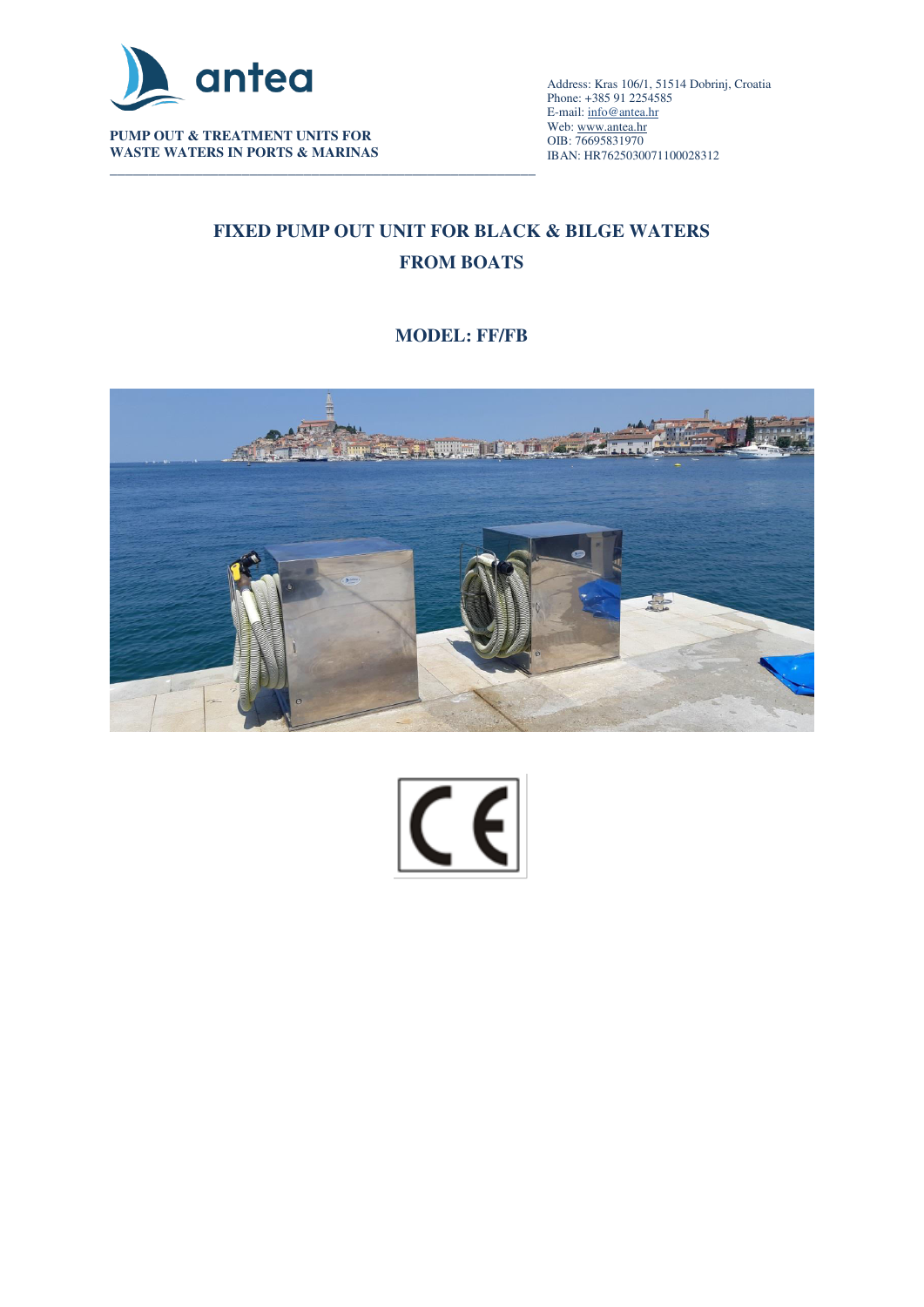**PUMP OUT & TREATMENT UNITS FOR WASTE WATERS IN PORTS & MARINAS**

Address: Kras 106/1, 51514 Dobrinj, Croatia
Phone: +385 91 2254585
E-mail: info@antea.hr
Web: www.antea.hr
OIB: 76695831970
IBAN: HR7625030071100028312

# FIXED PUMP OUT UNIT FOR BLACK & BILGE WATERS FROM BOATS

## MODEL: FF/FB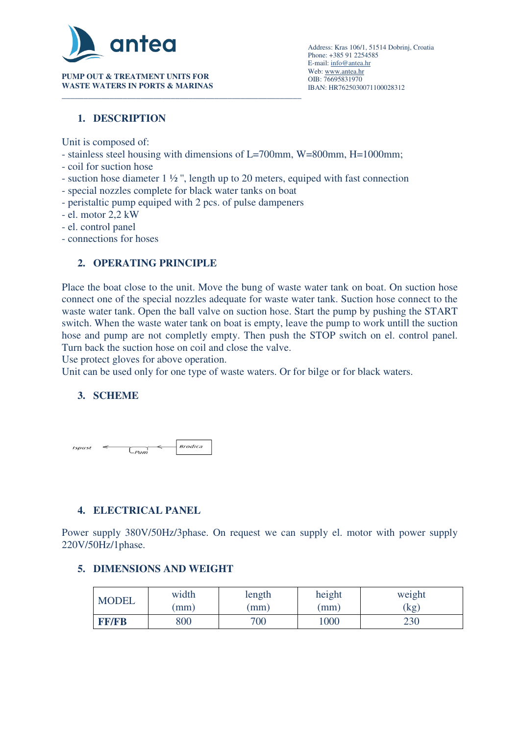**antea**

**PUMP OUT & TREATMENT UNITS FOR WASTE WATERS IN PORTS & MARINAS**

Address: Kras 106/1, 51514 Dobrinj, Croatia
Phone: +385 91 2254585
E-mail: info@antea.hr
Web: www.antea.hr
OIB: 76695831970
IBAN: HR7625030071100028312

## 1. DESCRIPTION

Unit is composed of:
- stainless steel housing with dimensions of L=700mm, W=800mm, H=1000mm;
- coil for suction hose
- suction hose diameter 1 ½ ", length up to 20 meters, equiped with fast connection
- special nozzles complete for black water tanks on boat
- peristaltic pump equiped with 2 pcs. of pulse dampeners
- el. motor 2,2 kW
- el. control panel
- connections for hoses

## 2. OPERATING PRINCIPLE

Place the boat close to the unit. Move the bung of waste water tank on boat. On suction hose connect one of the special nozzles adequate for waste water tank. Suction hose connect to the waste water tank. Open the ball valve on suction hose. Start the pump by pushing the START switch. When the waste water tank on boat is empty, leave the pump to work untill the suction hose and pump are not completly empty. Then push the STOP switch on el. control panel. Turn back the suction hose on coil and close the valve.
Use protect gloves for above operation.
Unit can be used only for one type of waste waters. Or for bilge or for black waters.

## 3. SCHEME

Ispust ← Pum ← Brodica

## 4. ELECTRICAL PANEL

Power supply 380V/50Hz/3phase. On request we can supply el. motor with power supply 220V/50Hz/1phase.

## 5. DIMENSIONS AND WEIGHT

| MODEL | width (mm) | length (mm) | height (mm) | weight (kg) |
|---|---|---|---|---|
| **FF/FB** | 800 | 700 | 1000 | 230 |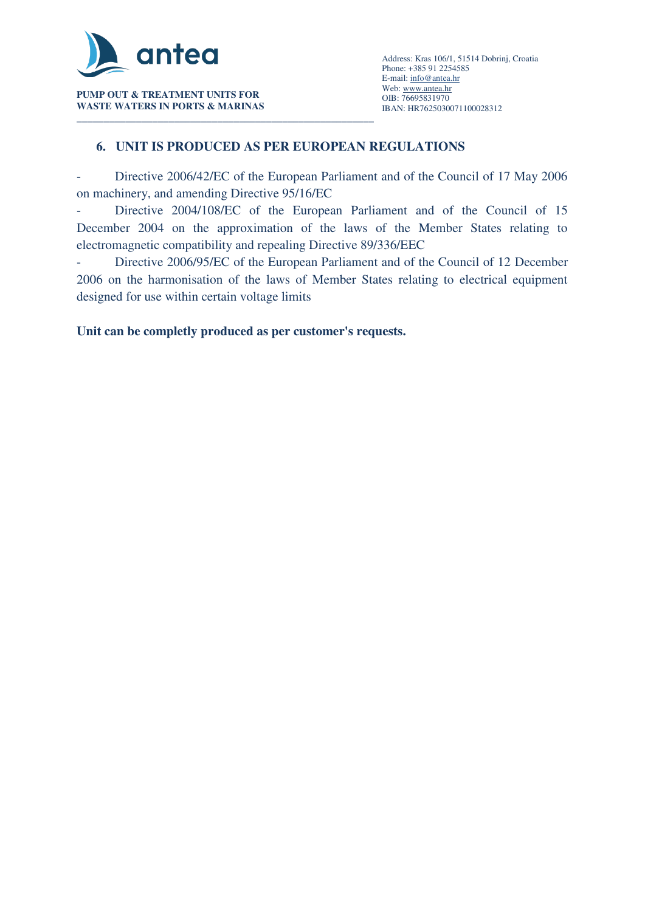## 6. UNIT IS PRODUCED AS PER EUROPEAN REGULATIONS

- Directive 2006/42/EC of the European Parliament and of the Council of 17 May 2006 on machinery, and amending Directive 95/16/EC
- Directive 2004/108/EC of the European Parliament and of the Council of 15 December 2004 on the approximation of the laws of the Member States relating to electromagnetic compatibility and repealing Directive 89/336/EEC
- Directive 2006/95/EC of the European Parliament and of the Council of 12 December 2006 on the harmonisation of the laws of Member States relating to electrical equipment designed for use within certain voltage limits

**Unit can be completly produced as per customer's requests.**